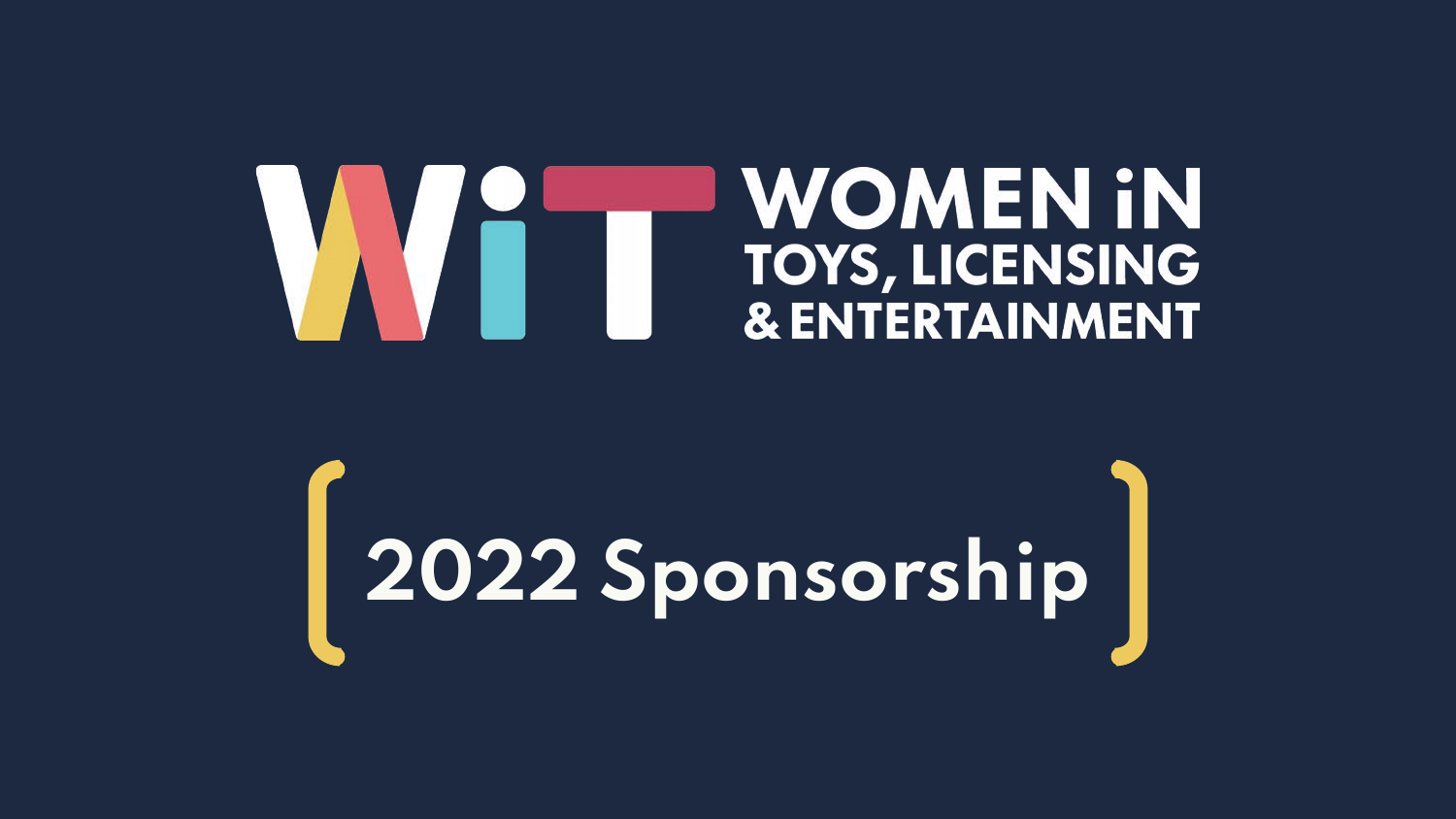# WiT WOMEN iN TOYS, LICENSING & ENTERTAINMENT

## 2022 Sponsorship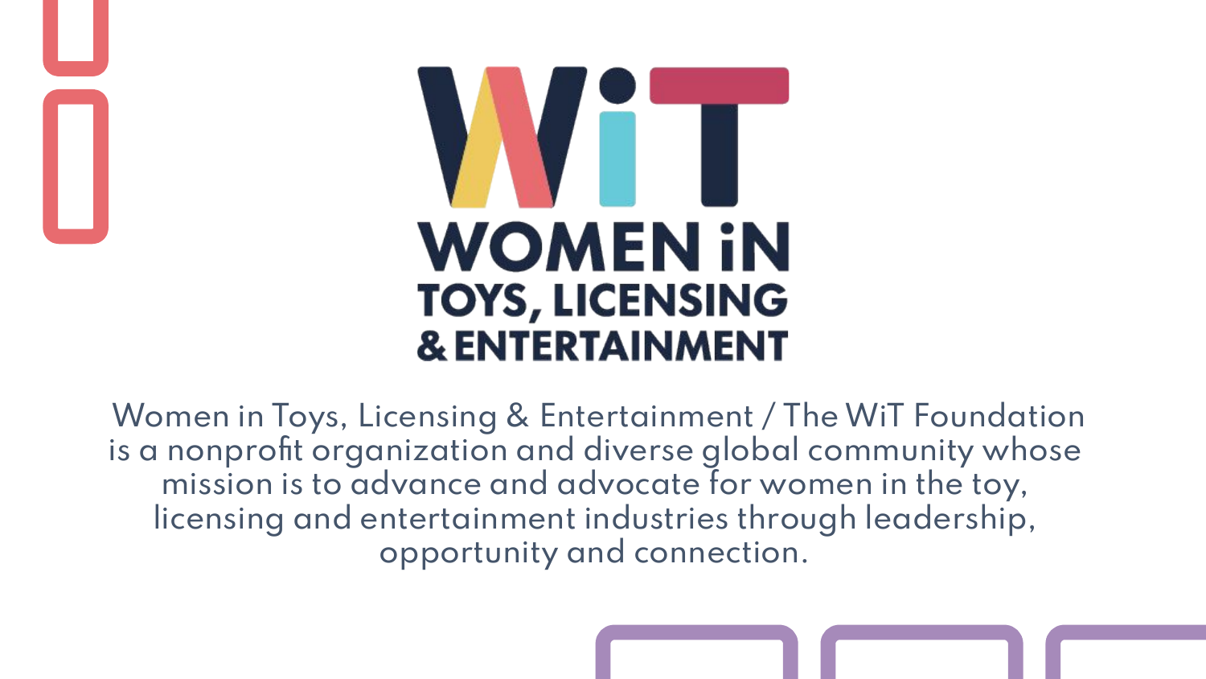# WiT

## WOMEN iN TOYS, LICENSING & ENTERTAINMENT

Women in Toys, Licensing & Entertainment / The WiT Foundation is a nonprofit organization and diverse global community whose mission is to advance and advocate for women in the toy, licensing and entertainment industries through leadership, opportunity and connection.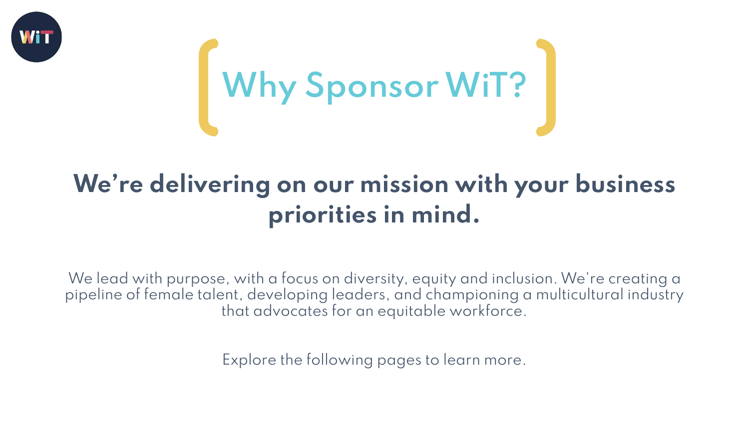# Why Sponsor WiT?

**We're delivering on our mission with your business priorities in mind.**

We lead with purpose, with a focus on diversity, equity and inclusion. We're creating a pipeline of female talent, developing leaders, and championing a multicultural industry that advocates for an equitable workforce.

Explore the following pages to learn more.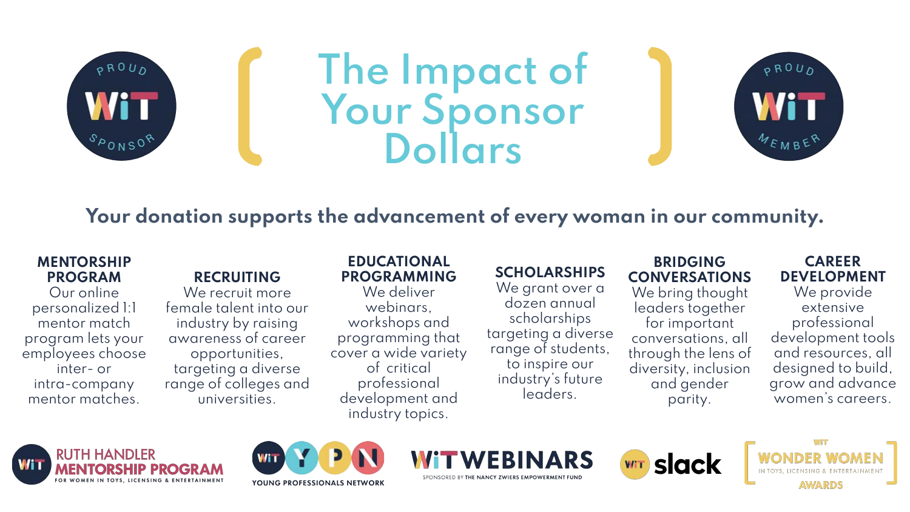# The Impact of Your Sponsor Dollars

PROUD WiT SPONSOR

PROUD WiT MEMBER

**Your donation supports the advancement of every woman in our community.**

**MENTORSHIP PROGRAM**
Our online personalized 1:1 mentor match program lets your employees choose inter- or intra-company mentor matches.

**RECRUITING**
We recruit more female talent into our industry by raising awareness of career opportunities, targeting a diverse range of colleges and universities.

**EDUCATIONAL PROGRAMMING**
We deliver webinars, workshops and programming that cover a wide variety of critical professional development and industry topics.

**SCHOLARSHIPS**
We grant over a dozen annual scholarships targeting a diverse range of students, to inspire our industry's future leaders.

**BRIDGING CONVERSATIONS**
We bring thought leaders together for important conversations, all through the lens of diversity, inclusion and gender parity.

**CAREER DEVELOPMENT**
We provide extensive professional development tools and resources, all designed to build, grow and advance women's careers.

RUTH HANDLER MENTORSHIP PROGRAM FOR WOMEN IN TOYS, LICENSING & ENTERTAINMENT

WiT YPN YOUNG PROFESSIONALS NETWORK

WiT WEBINARS SPONSORED BY THE NANCY ZWIERS EMPOWERMENT FUND

WiT slack

WiT WONDER WOMEN IN TOYS, LICENSING & ENTERTAINMENT AWARDS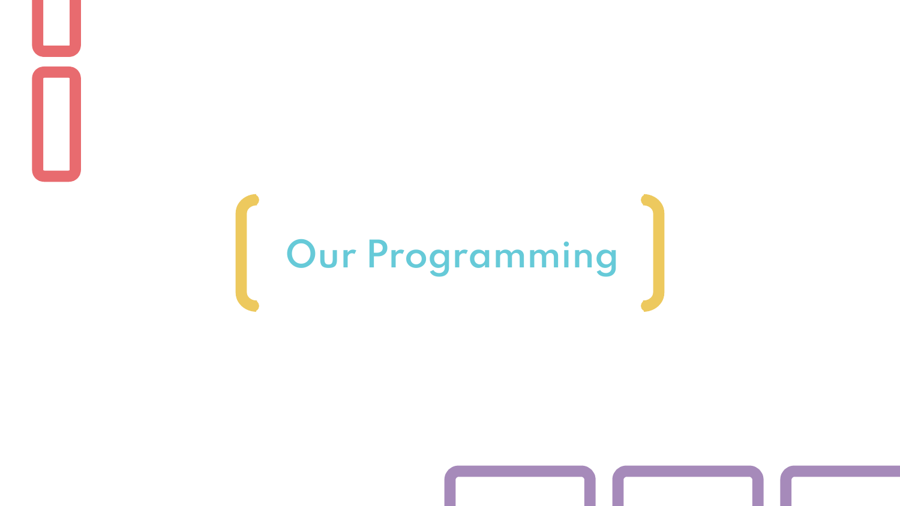# Our Programming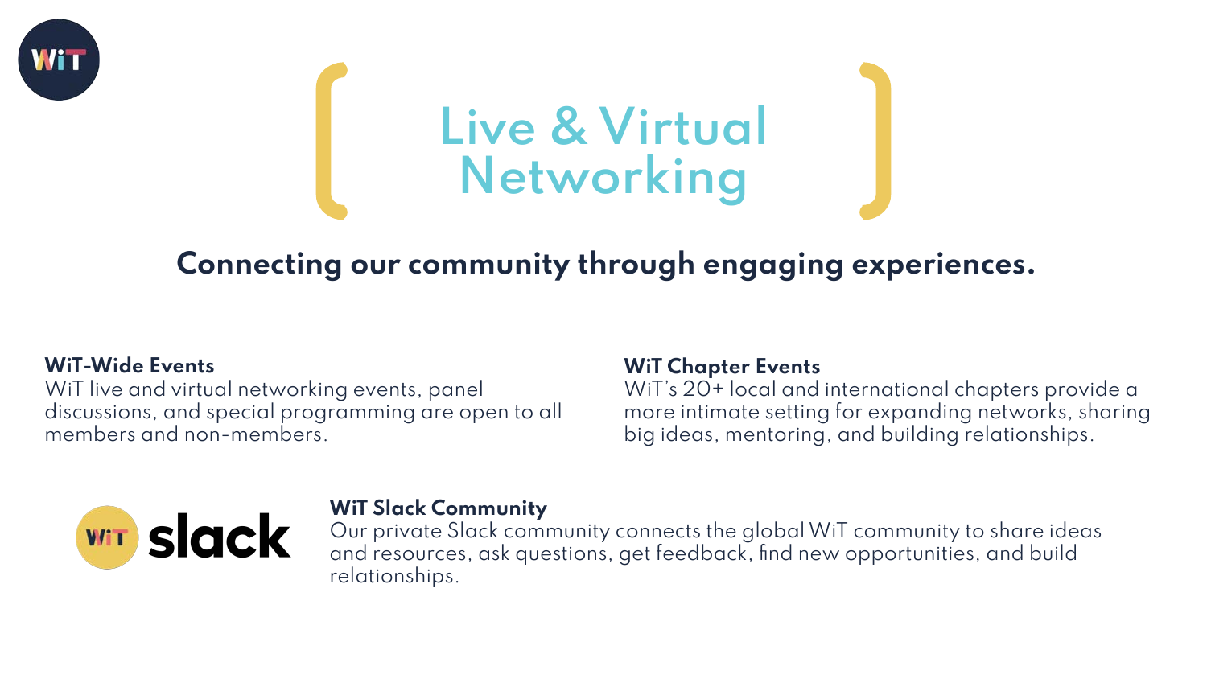# Live & Virtual Networking

**Connecting our community through engaging experiences.**

**WiT-Wide Events**
WiT live and virtual networking events, panel discussions, and special programming are open to all members and non-members.

**WiT Chapter Events**
WiT's 20+ local and international chapters provide a more intimate setting for expanding networks, sharing big ideas, mentoring, and building relationships.

**WiT Slack Community**
Our private Slack community connects the global WiT community to share ideas and resources, ask questions, get feedback, find new opportunities, and build relationships.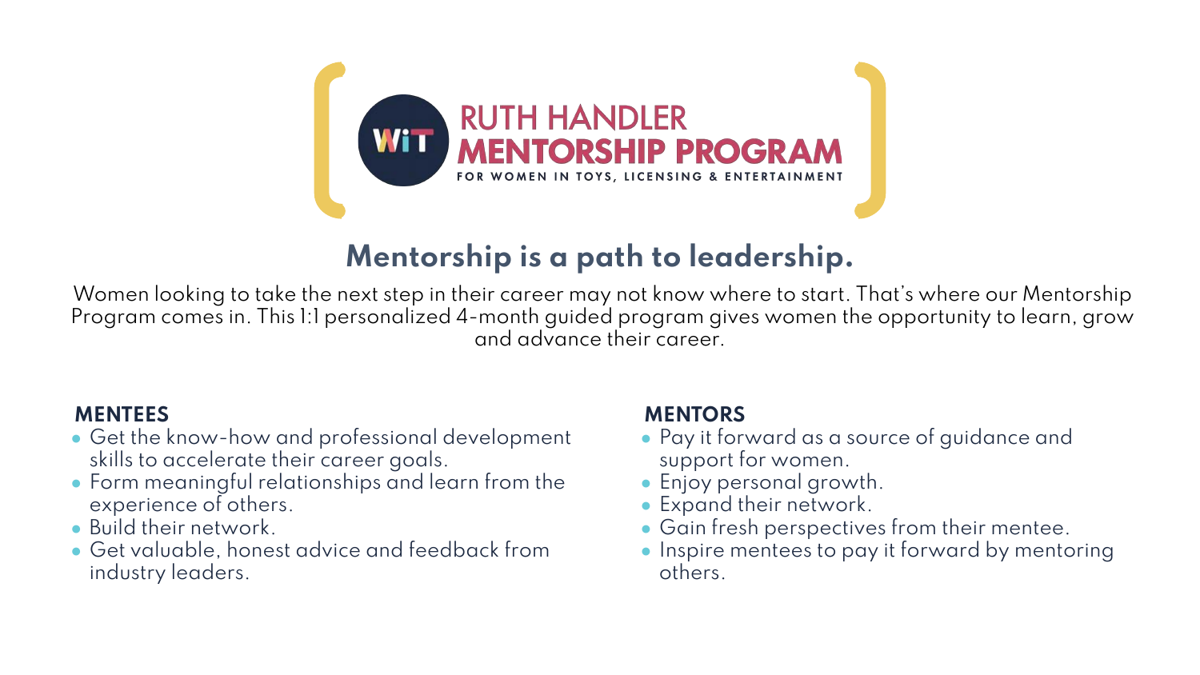# RUTH HANDLER MENTORSHIP PROGRAM

FOR WOMEN IN TOYS, LICENSING & ENTERTAINMENT

## Mentorship is a path to leadership.

Women looking to take the next step in their career may not know where to start. That's where our Mentorship Program comes in. This 1:1 personalized 4-month guided program gives women the opportunity to learn, grow and advance their career.

### MENTEES

- Get the know-how and professional development skills to accelerate their career goals.
- Form meaningful relationships and learn from the experience of others.
- Build their network.
- Get valuable, honest advice and feedback from industry leaders.

### MENTORS

- Pay it forward as a source of guidance and support for women.
- Enjoy personal growth.
- Expand their network.
- Gain fresh perspectives from their mentee.
- Inspire mentees to pay it forward by mentoring others.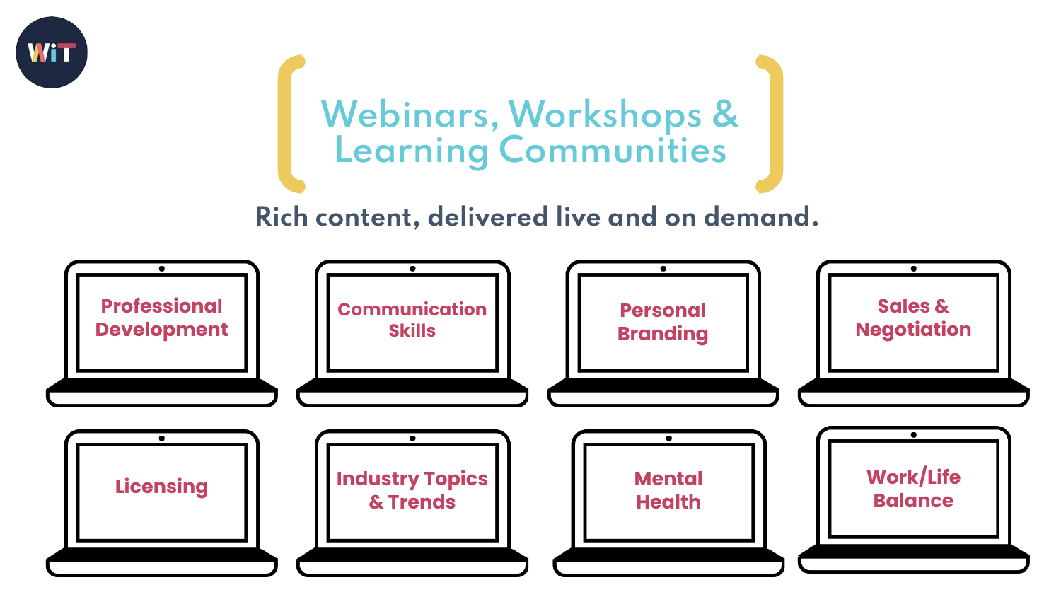# Webinars, Workshops & Learning Communities

**Rich content, delivered live and on demand.**

- Professional Development
- Communication Skills
- Personal Branding
- Sales & Negotiation
- Licensing
- Industry Topics & Trends
- Mental Health
- Work/Life Balance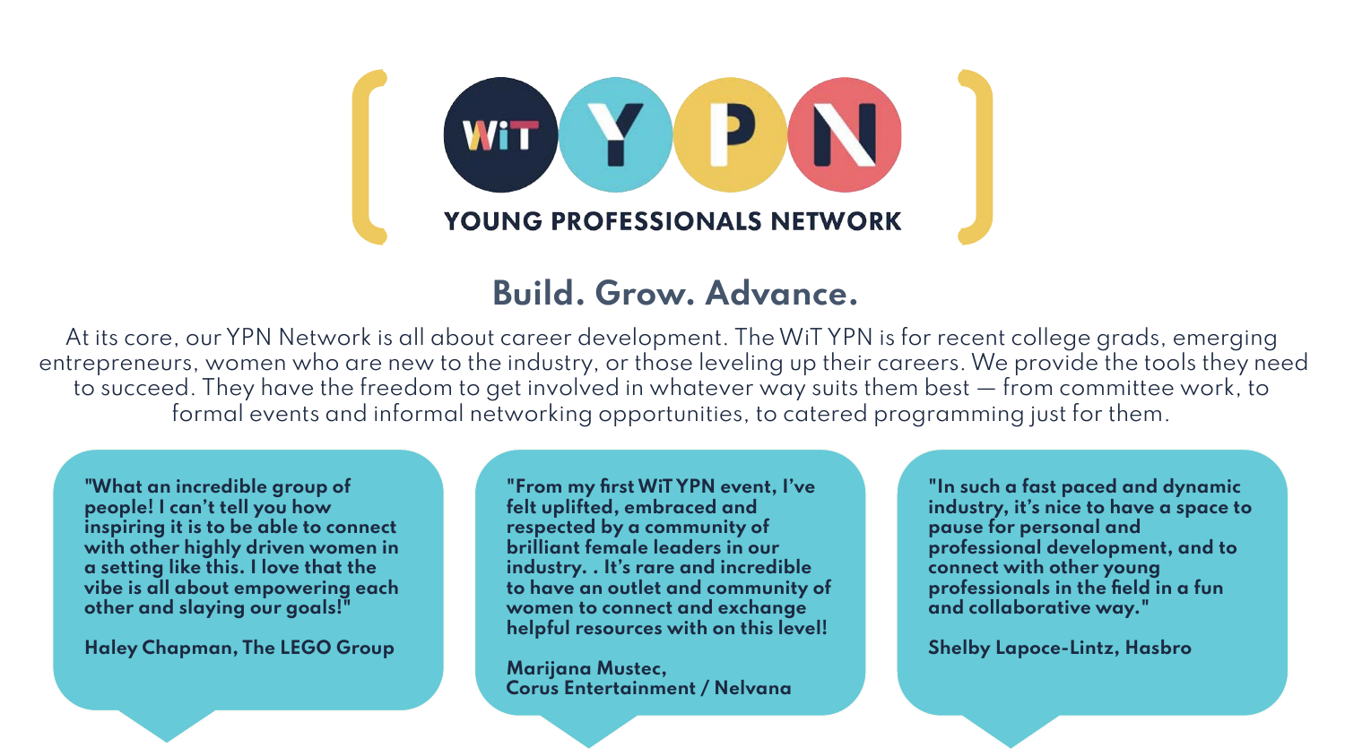# WiT YPN

## YOUNG PROFESSIONALS NETWORK

## Build. Grow. Advance.

At its core, our YPN Network is all about career development. The WiT YPN is for recent college grads, emerging entrepreneurs, women who are new to the industry, or those leveling up their careers. We provide the tools they need to succeed. They have the freedom to get involved in whatever way suits them best — from committee work, to formal events and informal networking opportunities, to catered programming just for them.

**"What an incredible group of people! I can't tell you how inspiring it is to be able to connect with other highly driven women in a setting like this. I love that the vibe is all about empowering each other and slaying our goals!"**

**Haley Chapman, The LEGO Group**

**"From my first WiT YPN event, I've felt uplifted, embraced and respected by a community of brilliant female leaders in our industry. . It's rare and incredible to have an outlet and community of women to connect and exchange helpful resources with on this level!**

**Marijana Mustec, Corus Entertainment / Nelvana**

**"In such a fast paced and dynamic industry, it's nice to have a space to pause for personal and professional development, and to connect with other young professionals in the field in a fun and collaborative way."**

**Shelby Lapoce-Lintz, Hasbro**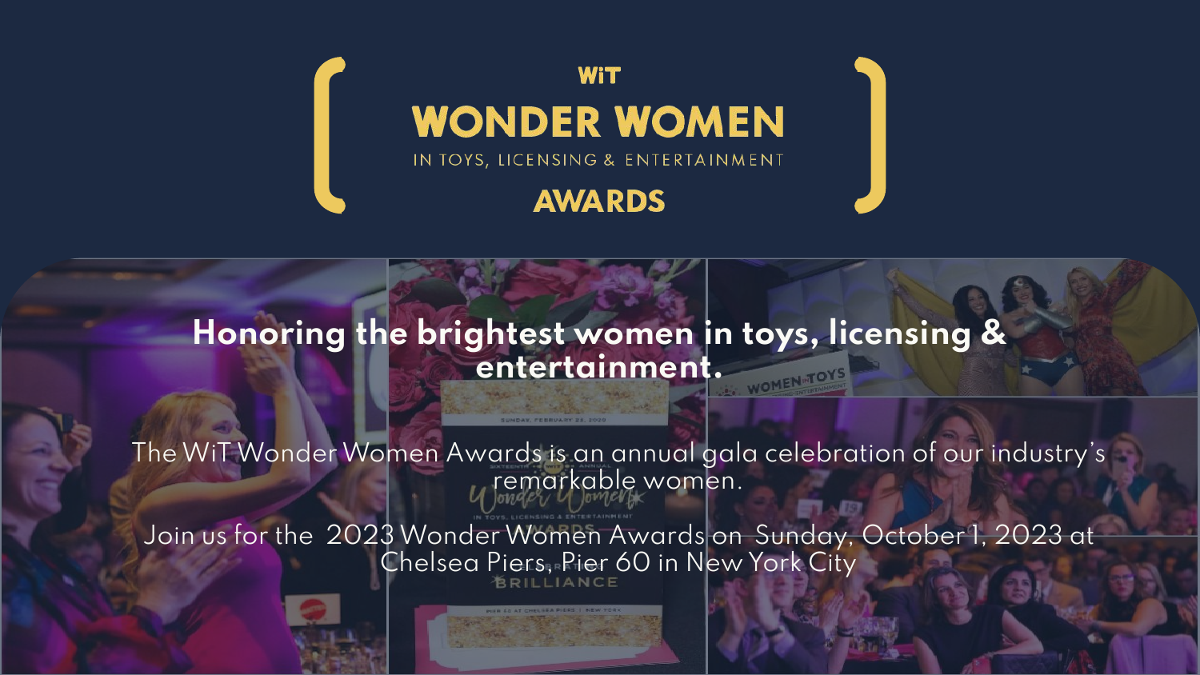# WiT WONDER WOMEN

IN TOYS, LICENSING & ENTERTAINMENT

## AWARDS

**Honoring the brightest women in toys, licensing & entertainment.**

The WiT Wonder Women Awards is an annual gala celebration of our industry's remarkable women.

Join us for the 2023 Wonder Women Awards on Sunday, October 1, 2023 at Chelsea Piers, Pier 60 in New York City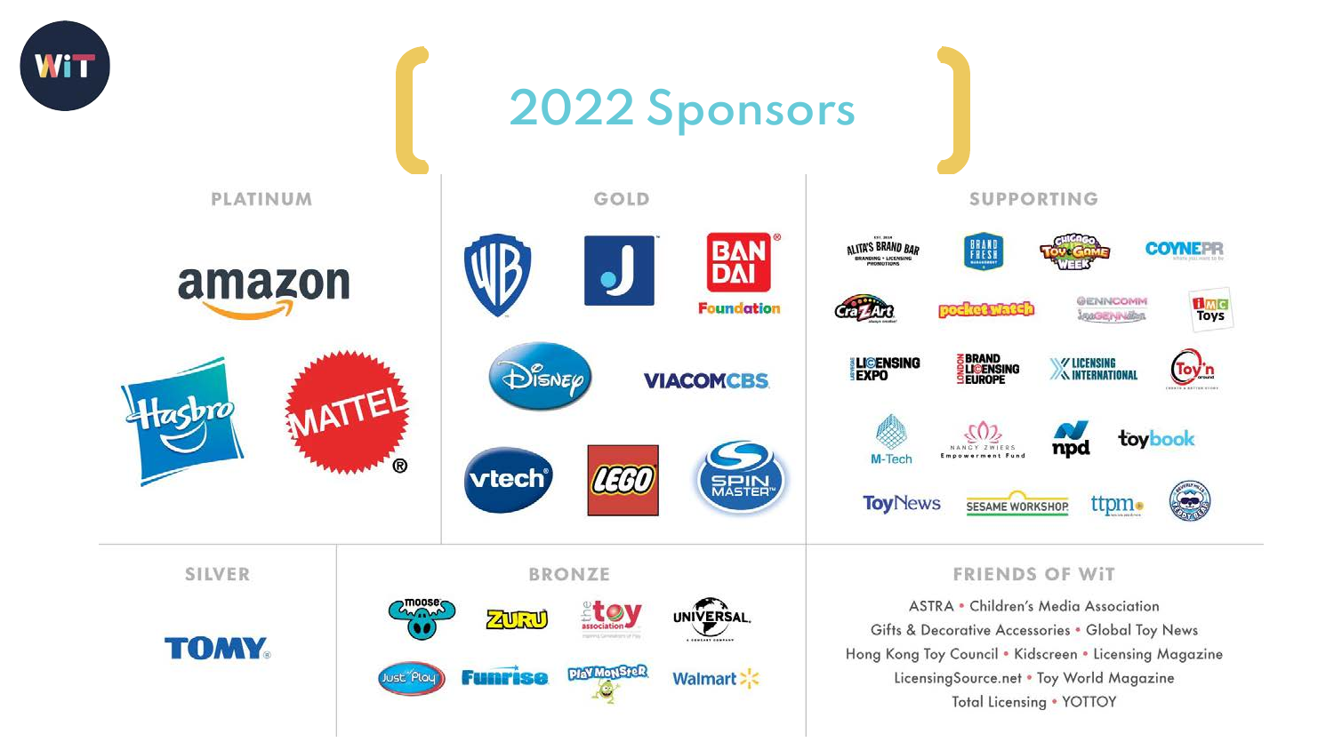# 2022 Sponsors

## PLATINUM

amazon

Hasbro

MATTEL

## GOLD

WB

J

BANDAI Foundation

Disney

VIACOMCBS

vtech

LEGO

SPIN MASTER

## SUPPORTING

ALITA'S BRAND BAR

BRAND FRESH

CHICAGO TOY & GAME WEEK

COYNEPR

CrazArt

pocket.watch

GENNCOMM

IMC Toys

LICENSING EXPO

BRAND LICENSING EUROPE

LICENSING INTERNATIONAL

Toy'n

M-Tech

NANCY ZWIERS Empowerment Fund

npd

toybook

ToyNews

SESAME WORKSHOP

ttpm

## SILVER

TOMY

## BRONZE

moose

ZURU

the toy association

UNIVERSAL

Just Play

Funrise

PlayMonster

Walmart

## FRIENDS OF WiT

ASTRA • Children's Media Association
Gifts & Decorative Accessories • Global Toy News
Hong Kong Toy Council • Kidscreen • Licensing Magazine
LicensingSource.net • Toy World Magazine
Total Licensing • YOTTOY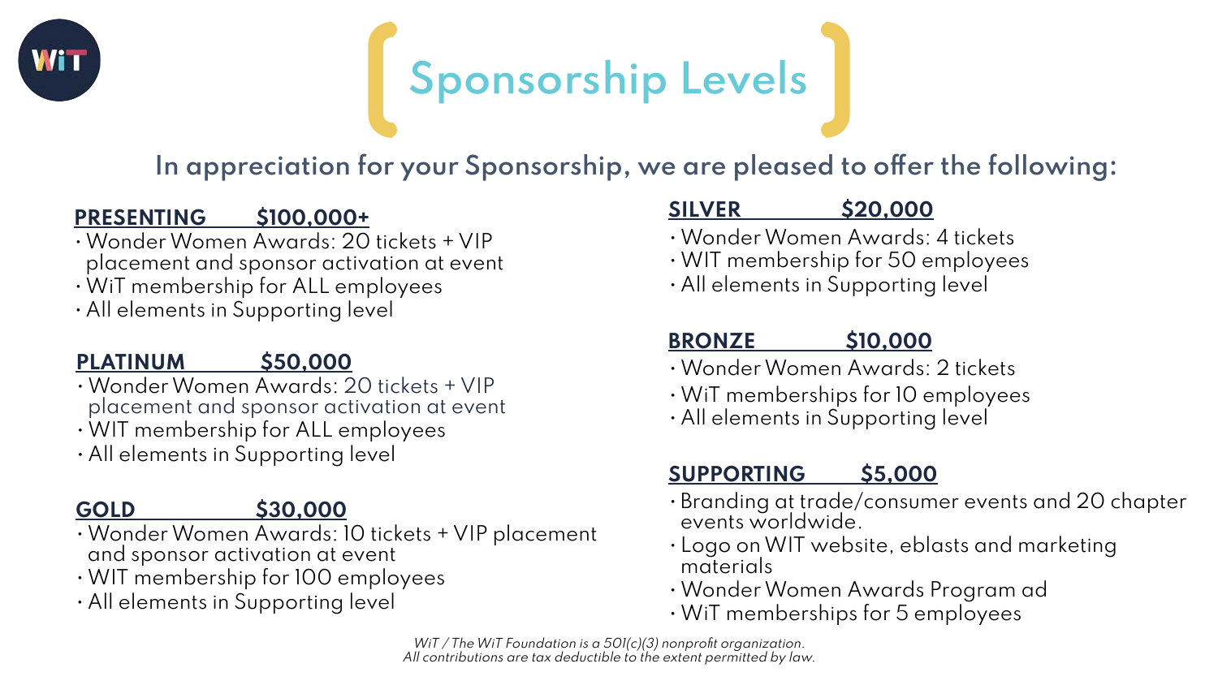# Sponsorship Levels

## In appreciation for your Sponsorship, we are pleased to offer the following:

**PRESENTING $100,000+**

- Wonder Women Awards: 20 tickets + VIP placement and sponsor activation at event
- WiT membership for ALL employees
- All elements in Supporting level

**PLATINUM $50,000**

- Wonder Women Awards: 20 tickets + VIP placement and sponsor activation at event
- WIT membership for ALL employees
- All elements in Supporting level

**GOLD $30,000**

- Wonder Women Awards: 10 tickets + VIP placement and sponsor activation at event
- WIT membership for 100 employees
- All elements in Supporting level

**SILVER $20,000**

- Wonder Women Awards: 4 tickets
- WIT membership for 50 employees
- All elements in Supporting level

**BRONZE $10,000**

- Wonder Women Awards: 2 tickets
- WiT memberships for 10 employees
- All elements in Supporting level

**SUPPORTING $5,000**

- Branding at trade/consumer events and 20 chapter events worldwide.
- Logo on WIT website, eblasts and marketing materials
- Wonder Women Awards Program ad
- WiT memberships for 5 employees

*WiT / The WiT Foundation is a 501(c)(3) nonprofit organization.*
*All contributions are tax deductible to the extent permitted by law.*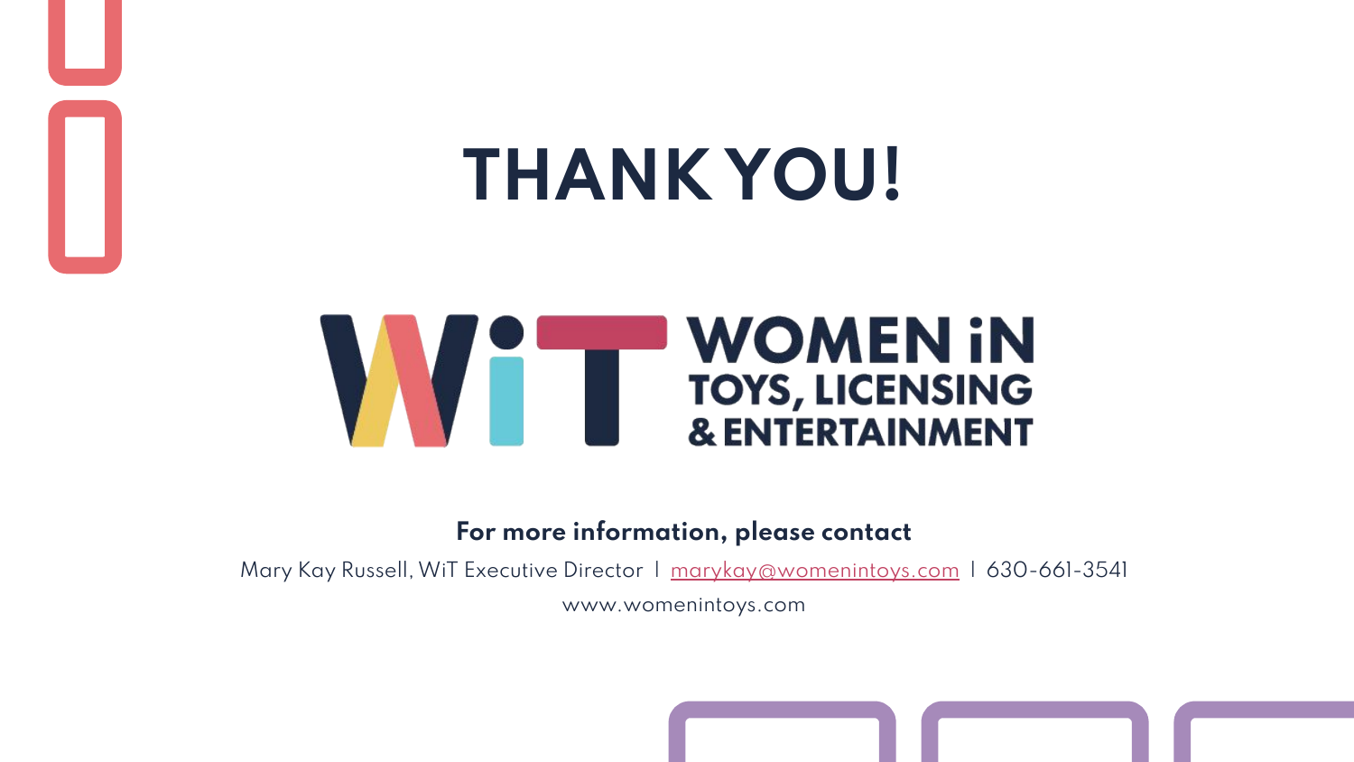# THANK YOU!

WOMEN iN TOYS, LICENSING & ENTERTAINMENT

**For more information, please contact**

Mary Kay Russell, WiT Executive Director | marykay@womenintoys.com | 630-661-3541

www.womenintoys.com